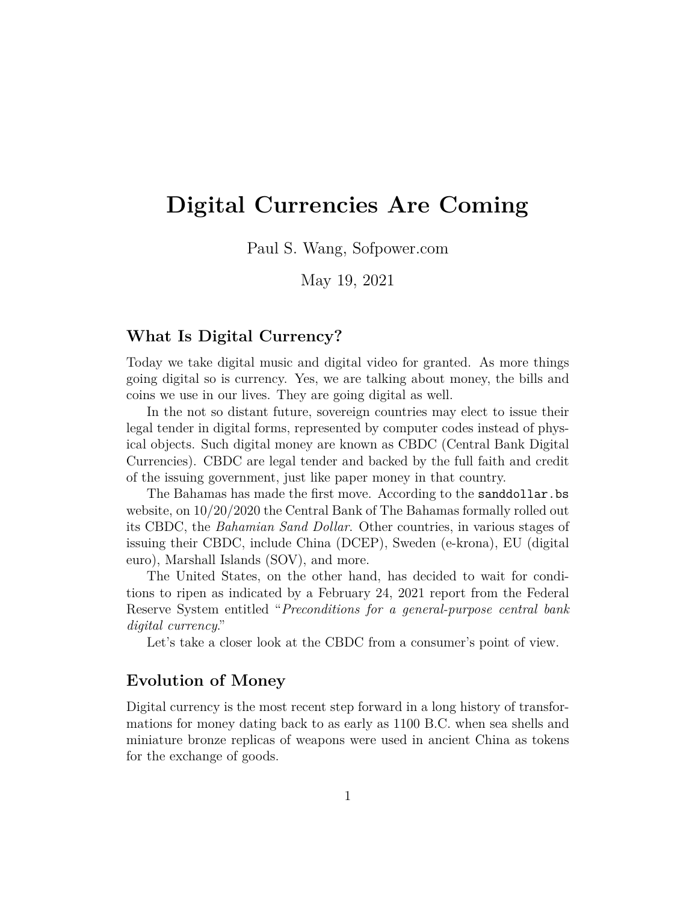# Digital Currencies Are Coming

Paul S. Wang, Sofpower.com

May 19, 2021

## What Is Digital Currency?

Today we take digital music and digital video for granted. As more things going digital so is currency. Yes, we are talking about money, the bills and coins we use in our lives. They are going digital as well.

In the not so distant future, sovereign countries may elect to issue their legal tender in digital forms, represented by computer codes instead of physical objects. Such digital money are known as CBDC (Central Bank Digital Currencies). CBDC are legal tender and backed by the full faith and credit of the issuing government, just like paper money in that country.

The Bahamas has made the first move. According to the `sanddollar.bs` website, on 10/20/2020 the Central Bank of The Bahamas formally rolled out its CBDC, the *Bahamian Sand Dollar*. Other countries, in various stages of issuing their CBDC, include China (DCEP), Sweden (e-krona), EU (digital euro), Marshall Islands (SOV), and more.

The United States, on the other hand, has decided to wait for conditions to ripen as indicated by a February 24, 2021 report from the Federal Reserve System entitled "*Preconditions for a general-purpose central bank digital currency*."

Let's take a closer look at the CBDC from a consumer's point of view.

## Evolution of Money

Digital currency is the most recent step forward in a long history of transformations for money dating back to as early as 1100 B.C. when sea shells and miniature bronze replicas of weapons were used in ancient China as tokens for the exchange of goods.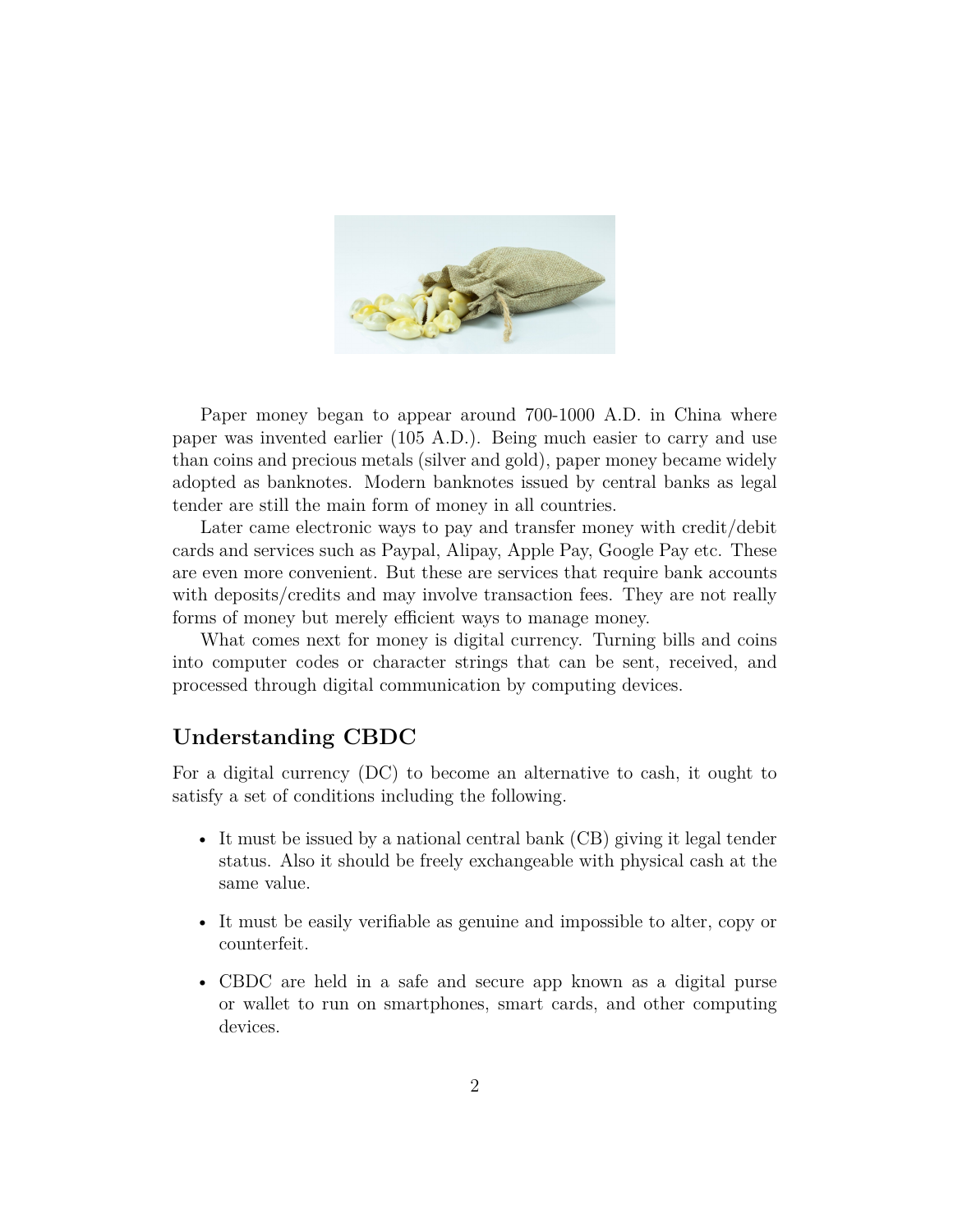Paper money began to appear around 700-1000 A.D. in China where paper was invented earlier (105 A.D.). Being much easier to carry and use than coins and precious metals (silver and gold), paper money became widely adopted as banknotes. Modern banknotes issued by central banks as legal tender are still the main form of money in all countries.

Later came electronic ways to pay and transfer money with credit/debit cards and services such as Paypal, Alipay, Apple Pay, Google Pay etc. These are even more convenient. But these are services that require bank accounts with deposits/credits and may involve transaction fees. They are not really forms of money but merely efficient ways to manage money.

What comes next for money is digital currency. Turning bills and coins into computer codes or character strings that can be sent, received, and processed through digital communication by computing devices.

## Understanding CBDC

For a digital currency (DC) to become an alternative to cash, it ought to satisfy a set of conditions including the following.

- It must be issued by a national central bank (CB) giving it legal tender status. Also it should be freely exchangeable with physical cash at the same value.
- It must be easily verifiable as genuine and impossible to alter, copy or counterfeit.
- CBDC are held in a safe and secure app known as a digital purse or wallet to run on smartphones, smart cards, and other computing devices.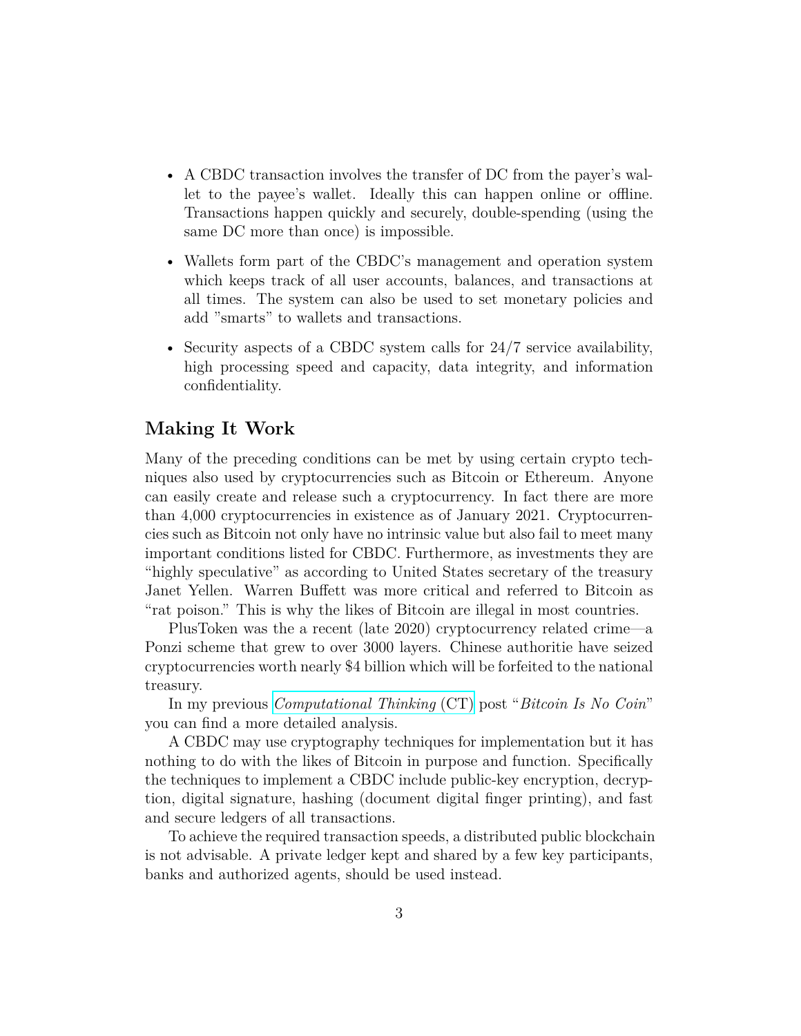- A CBDC transaction involves the transfer of DC from the payer's wallet to the payee's wallet. Ideally this can happen online or offline. Transactions happen quickly and securely, double-spending (using the same DC more than once) is impossible.
- Wallets form part of the CBDC's management and operation system which keeps track of all user accounts, balances, and transactions at all times. The system can also be used to set monetary policies and add "smarts" to wallets and transactions.
- Security aspects of a CBDC system calls for 24/7 service availability, high processing speed and capacity, data integrity, and information confidentiality.

## Making It Work

Many of the preceding conditions can be met by using certain crypto techniques also used by cryptocurrencies such as Bitcoin or Ethereum. Anyone can easily create and release such a cryptocurrency. In fact there are more than 4,000 cryptocurrencies in existence as of January 2021. Cryptocurrencies such as Bitcoin not only have no intrinsic value but also fail to meet many important conditions listed for CBDC. Furthermore, as investments they are "highly speculative" as according to United States secretary of the treasury Janet Yellen. Warren Buffett was more critical and referred to Bitcoin as "rat poison." This is why the likes of Bitcoin are illegal in most countries.

PlusToken was the a recent (late 2020) cryptocurrency related crime—a Ponzi scheme that grew to over 3000 layers. Chinese authoritie have seized cryptocurrencies worth nearly $4 billion which will be forfeited to the national treasury.

In my previous *Computational Thinking* (CT) post "*Bitcoin Is No Coin*" you can find a more detailed analysis.

A CBDC may use cryptography techniques for implementation but it has nothing to do with the likes of Bitcoin in purpose and function. Specifically the techniques to implement a CBDC include public-key encryption, decryption, digital signature, hashing (document digital finger printing), and fast and secure ledgers of all transactions.

To achieve the required transaction speeds, a distributed public blockchain is not advisable. A private ledger kept and shared by a few key participants, banks and authorized agents, should be used instead.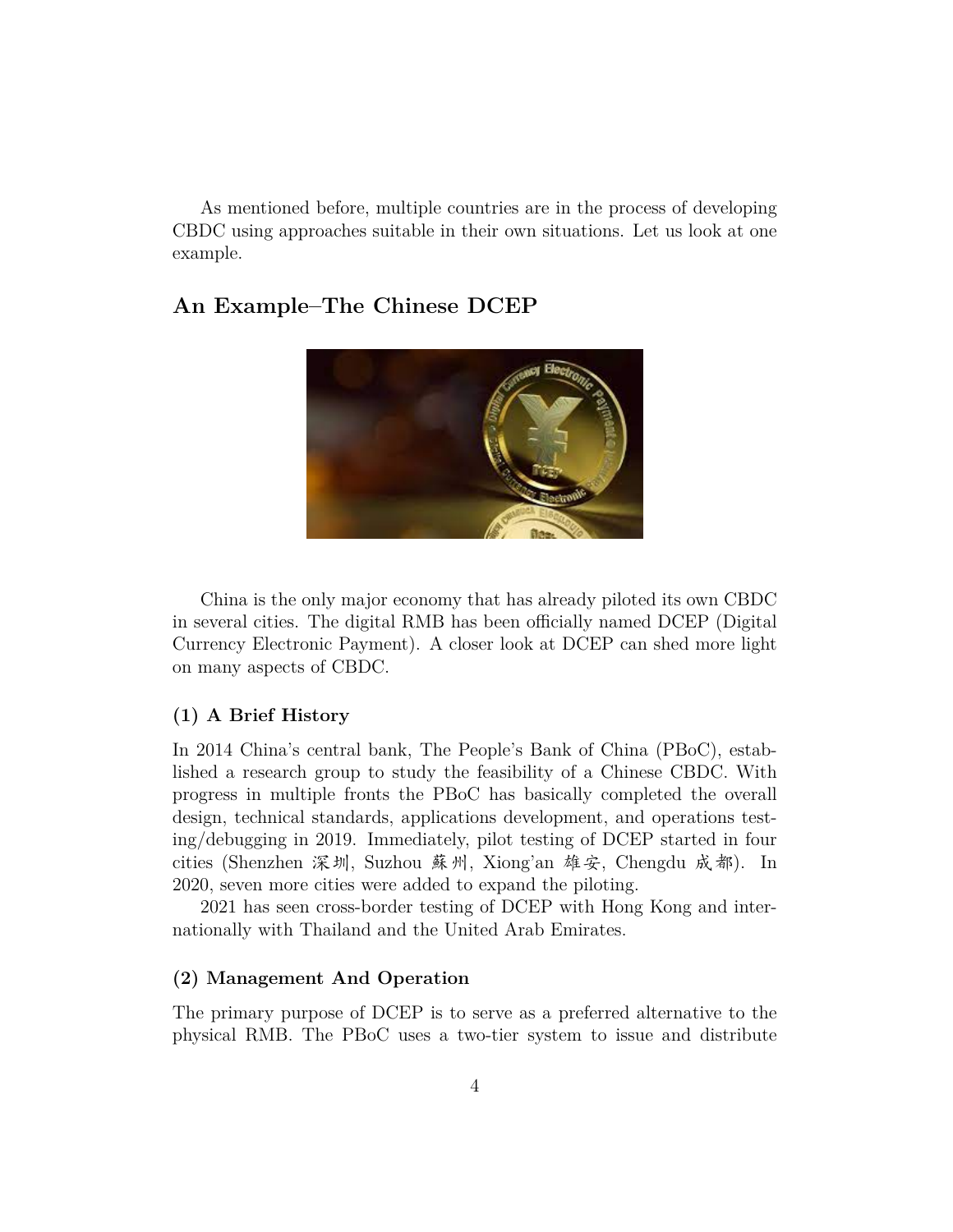As mentioned before, multiple countries are in the process of developing CBDC using approaches suitable in their own situations. Let us look at one example.

## An Example–The Chinese DCEP

China is the only major economy that has already piloted its own CBDC in several cities. The digital RMB has been officially named DCEP (Digital Currency Electronic Payment). A closer look at DCEP can shed more light on many aspects of CBDC.

### (1) A Brief History

In 2014 China's central bank, The People's Bank of China (PBoC), established a research group to study the feasibility of a Chinese CBDC. With progress in multiple fronts the PBoC has basically completed the overall design, technical standards, applications development, and operations testing/debugging in 2019. Immediately, pilot testing of DCEP started in four cities (Shenzhen 深圳, Suzhou 蘇州, Xiong'an 雄安, Chengdu 成都). In 2020, seven more cities were added to expand the piloting.

2021 has seen cross-border testing of DCEP with Hong Kong and internationally with Thailand and the United Arab Emirates.

### (2) Management And Operation

The primary purpose of DCEP is to serve as a preferred alternative to the physical RMB. The PBoC uses a two-tier system to issue and distribute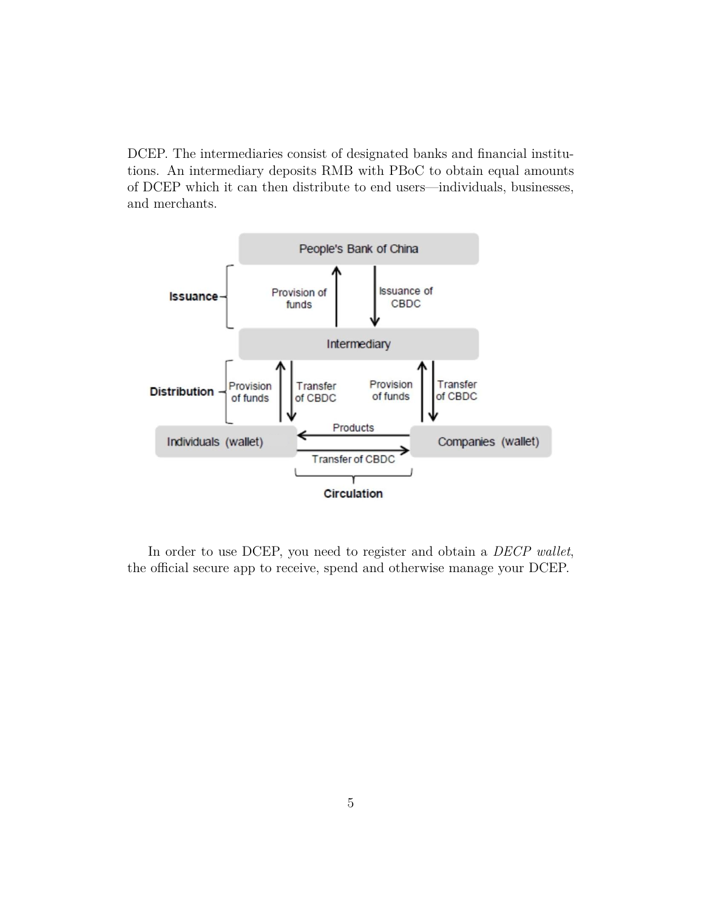DCEP. The intermediaries consist of designated banks and financial institutions. An intermediary deposits RMB with PBoC to obtain equal amounts of DCEP which it can then distribute to end users—individuals, businesses, and merchants.

In order to use DCEP, you need to register and obtain a *DECP wallet*, the official secure app to receive, spend and otherwise manage your DCEP.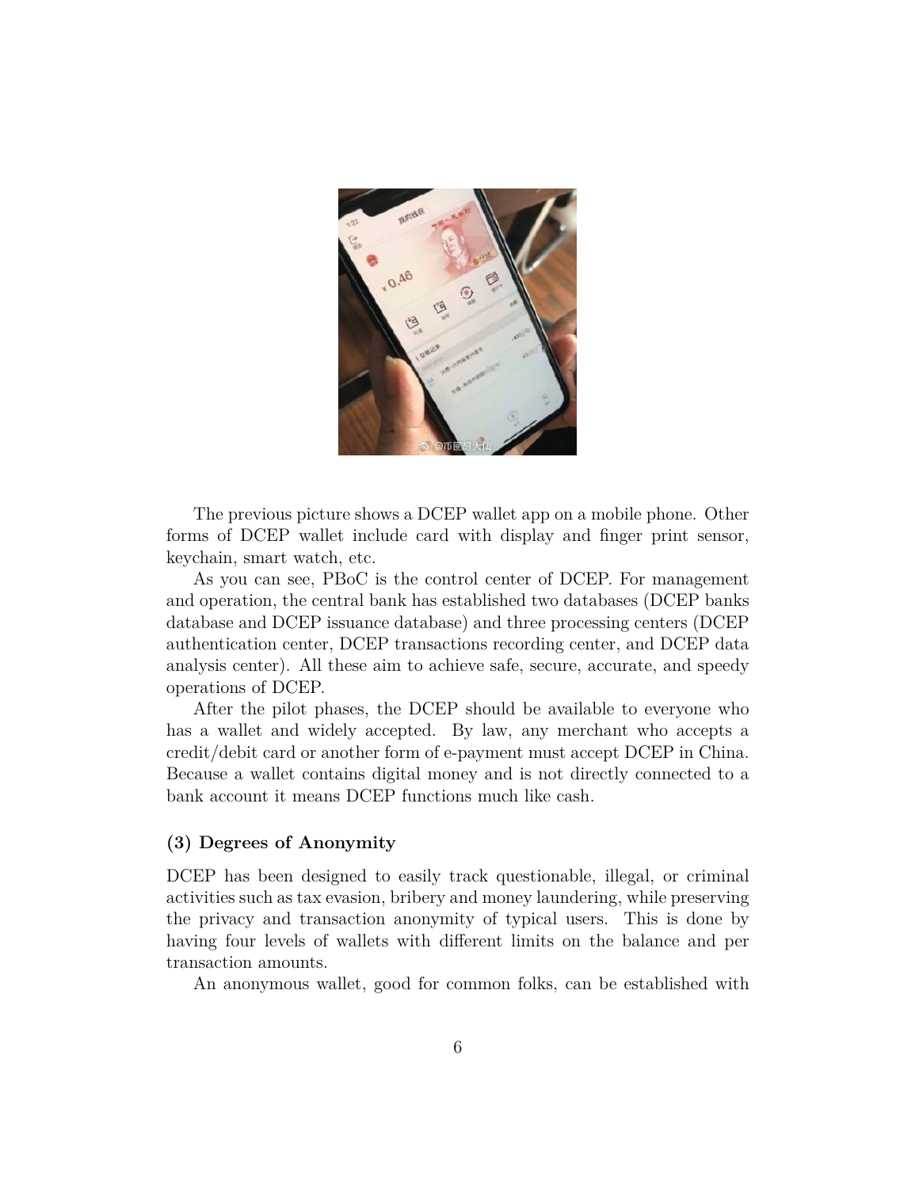The previous picture shows a DCEP wallet app on a mobile phone. Other forms of DCEP wallet include card with display and finger print sensor, keychain, smart watch, etc.

As you can see, PBoC is the control center of DCEP. For management and operation, the central bank has established two databases (DCEP banks database and DCEP issuance database) and three processing centers (DCEP authentication center, DCEP transactions recording center, and DCEP data analysis center). All these aim to achieve safe, secure, accurate, and speedy operations of DCEP.

After the pilot phases, the DCEP should be available to everyone who has a wallet and widely accepted. By law, any merchant who accepts a credit/debit card or another form of e-payment must accept DCEP in China. Because a wallet contains digital money and is not directly connected to a bank account it means DCEP functions much like cash.

### (3) Degrees of Anonymity

DCEP has been designed to easily track questionable, illegal, or criminal activities such as tax evasion, bribery and money laundering, while preserving the privacy and transaction anonymity of typical users. This is done by having four levels of wallets with different limits on the balance and per transaction amounts.

An anonymous wallet, good for common folks, can be established with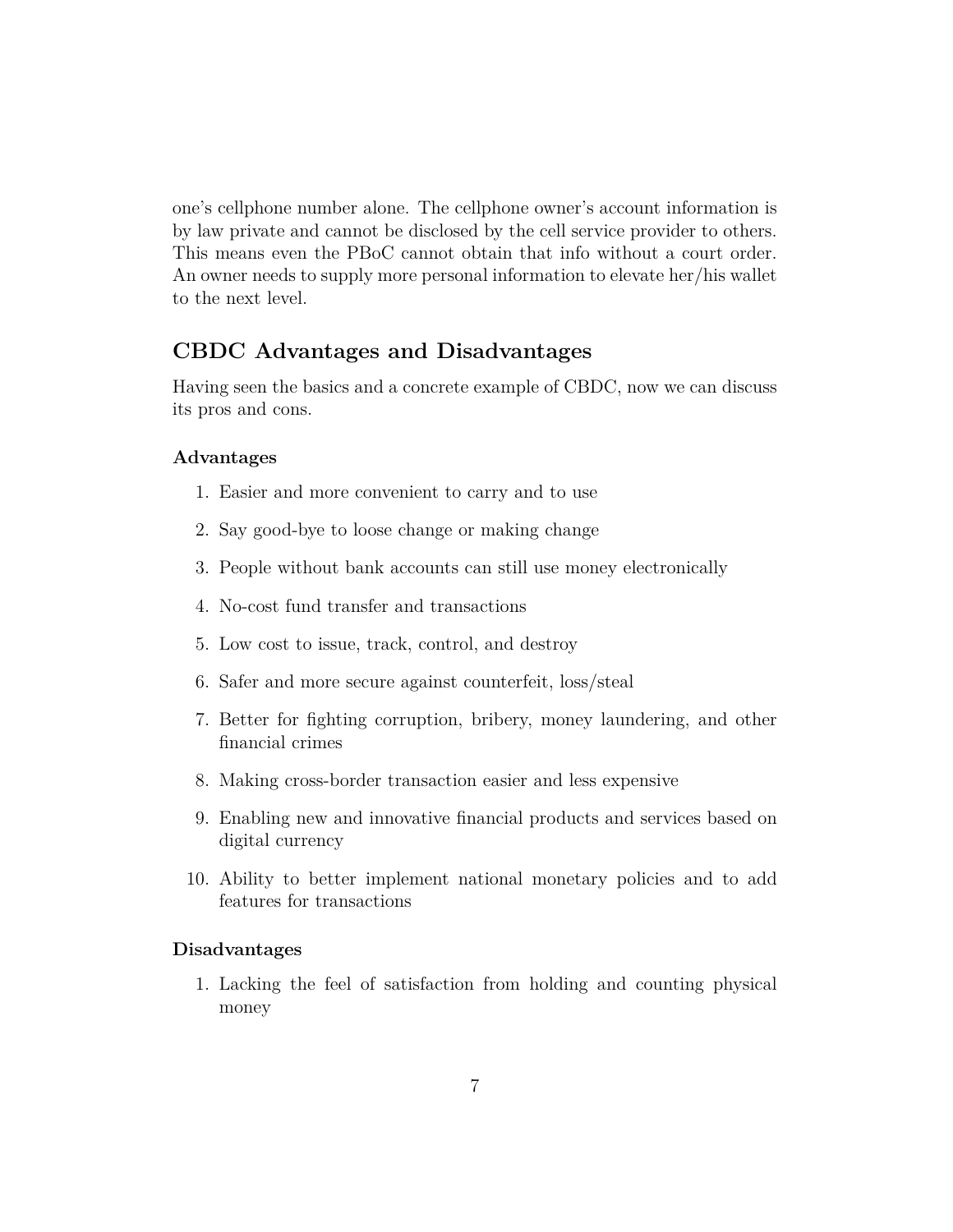one's cellphone number alone. The cellphone owner's account information is by law private and cannot be disclosed by the cell service provider to others. This means even the PBoC cannot obtain that info without a court order. An owner needs to supply more personal information to elevate her/his wallet to the next level.

## CBDC Advantages and Disadvantages

Having seen the basics and a concrete example of CBDC, now we can discuss its pros and cons.

### Advantages

1. Easier and more convenient to carry and to use
2. Say good-bye to loose change or making change
3. People without bank accounts can still use money electronically
4. No-cost fund transfer and transactions
5. Low cost to issue, track, control, and destroy
6. Safer and more secure against counterfeit, loss/steal
7. Better for fighting corruption, bribery, money laundering, and other financial crimes
8. Making cross-border transaction easier and less expensive
9. Enabling new and innovative financial products and services based on digital currency
10. Ability to better implement national monetary policies and to add features for transactions

### Disadvantages

1. Lacking the feel of satisfaction from holding and counting physical money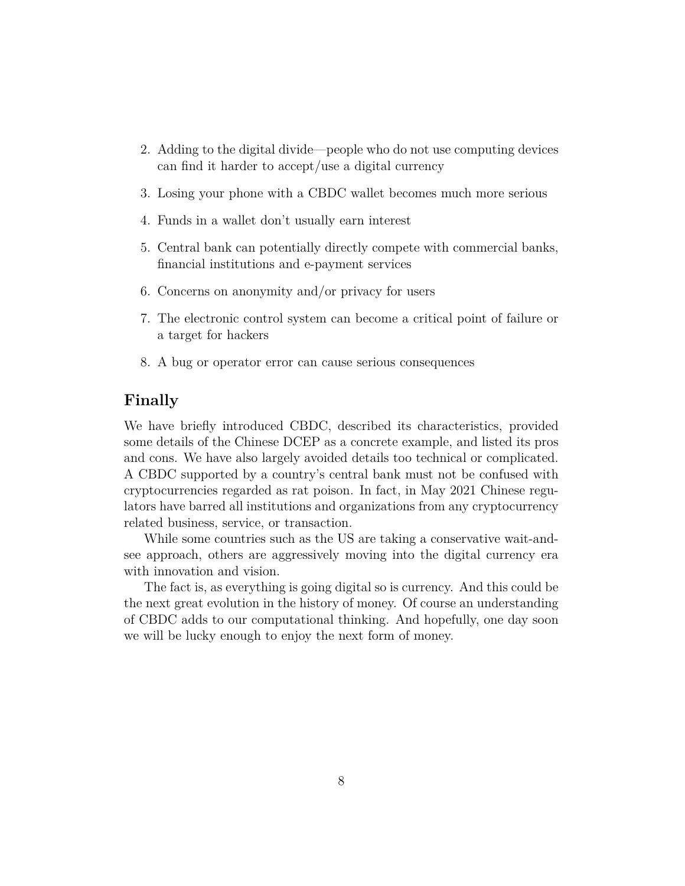2. Adding to the digital divide—people who do not use computing devices can find it harder to accept/use a digital currency
3. Losing your phone with a CBDC wallet becomes much more serious
4. Funds in a wallet don't usually earn interest
5. Central bank can potentially directly compete with commercial banks, financial institutions and e-payment services
6. Concerns on anonymity and/or privacy for users
7. The electronic control system can become a critical point of failure or a target for hackers
8. A bug or operator error can cause serious consequences

## Finally

We have briefly introduced CBDC, described its characteristics, provided some details of the Chinese DCEP as a concrete example, and listed its pros and cons. We have also largely avoided details too technical or complicated. A CBDC supported by a country's central bank must not be confused with cryptocurrencies regarded as rat poison. In fact, in May 2021 Chinese regulators have barred all institutions and organizations from any cryptocurrency related business, service, or transaction.

While some countries such as the US are taking a conservative wait-and-see approach, others are aggressively moving into the digital currency era with innovation and vision.

The fact is, as everything is going digital so is currency. And this could be the next great evolution in the history of money. Of course an understanding of CBDC adds to our computational thinking. And hopefully, one day soon we will be lucky enough to enjoy the next form of money.